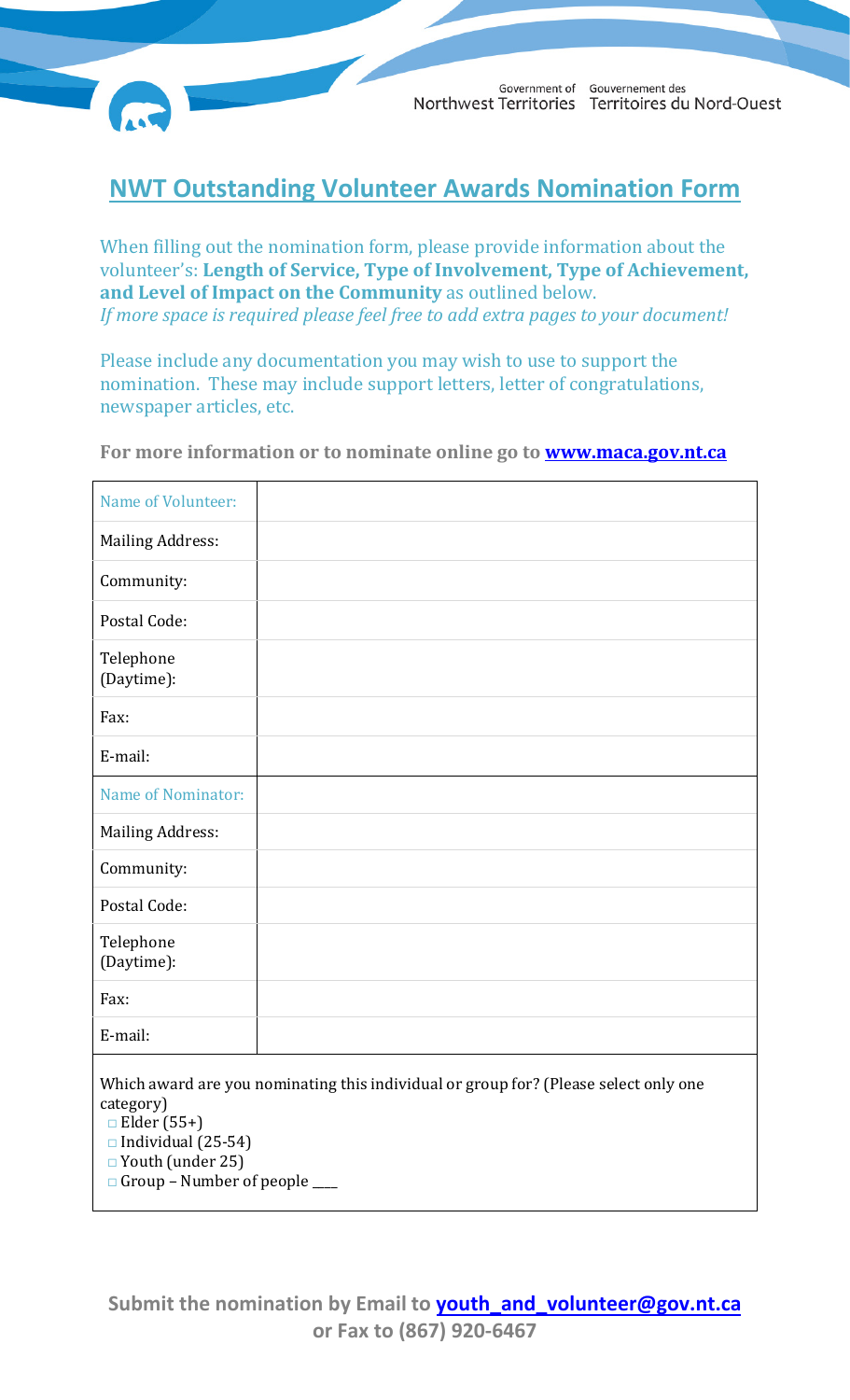Government of Northwest Territories | Gouvernement des Territoires du Nord-Ouest

# NWT Outstanding Volunteer Awards Nomination Form

When filling out the nomination form, please provide information about the volunteer's: **Length of Service, Type of Involvement, Type of Achievement, and Level of Impact on the Community** as outlined below.
*If more space is required please feel free to add extra pages to your document!*

Please include any documentation you may wish to use to support the nomination. These may include support letters, letter of congratulations, newspaper articles, etc.

**For more information or to nominate online go to [www.maca.gov.nt.ca](http://www.maca.gov.nt.ca)**

| Name of Volunteer: | |
|---|---|
| Mailing Address: | |
| Community: | |
| Postal Code: | |
| Telephone (Daytime): | |
| Fax: | |
| E-mail: | |
| Name of Nominator: | |
| Mailing Address: | |
| Community: | |
| Postal Code: | |
| Telephone (Daytime): | |
| Fax: | |
| E-mail: | |

Which award are you nominating this individual or group for? (Please select only one category)

- □ Elder (55+)
- □ Individual (25-54)
- □ Youth (under 25)
- □ Group – Number of people ___

**Submit the nomination by Email to [youth_and_volunteer@gov.nt.ca](mailto:youth_and_volunteer@gov.nt.ca) or Fax to (867) 920-6467**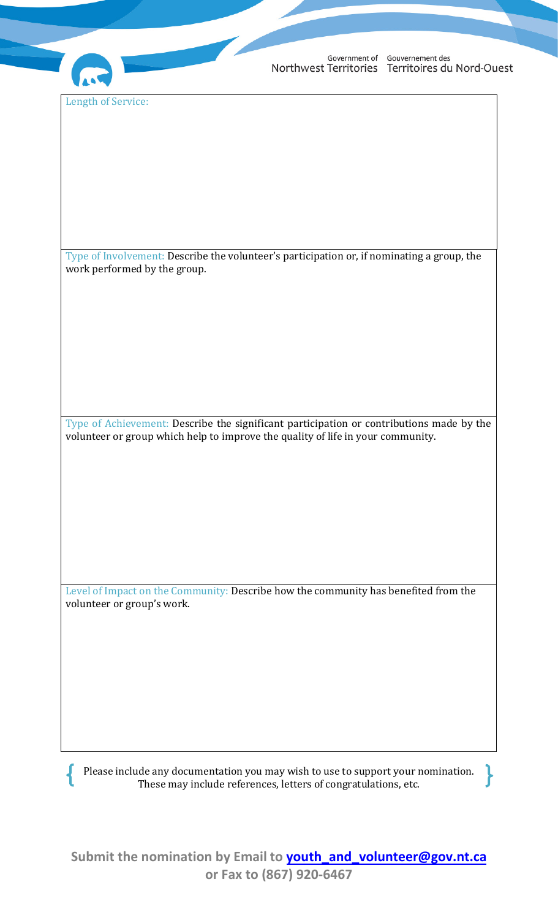Government of Northwest Territories | Gouvernement des Territoires du Nord-Ouest

Length of Service:

Type of Involvement: Describe the volunteer's participation or, if nominating a group, the work performed by the group.

Type of Achievement: Describe the significant participation or contributions made by the volunteer or group which help to improve the quality of life in your community.

Level of Impact on the Community: Describe how the community has benefited from the volunteer or group's work.

{ Please include any documentation you may wish to use to support your nomination. These may include references, letters of congratulations, etc. }

**Submit the nomination by Email to [youth_and_volunteer@gov.nt.ca](mailto:youth_and_volunteer@gov.nt.ca) or Fax to (867) 920-6467**